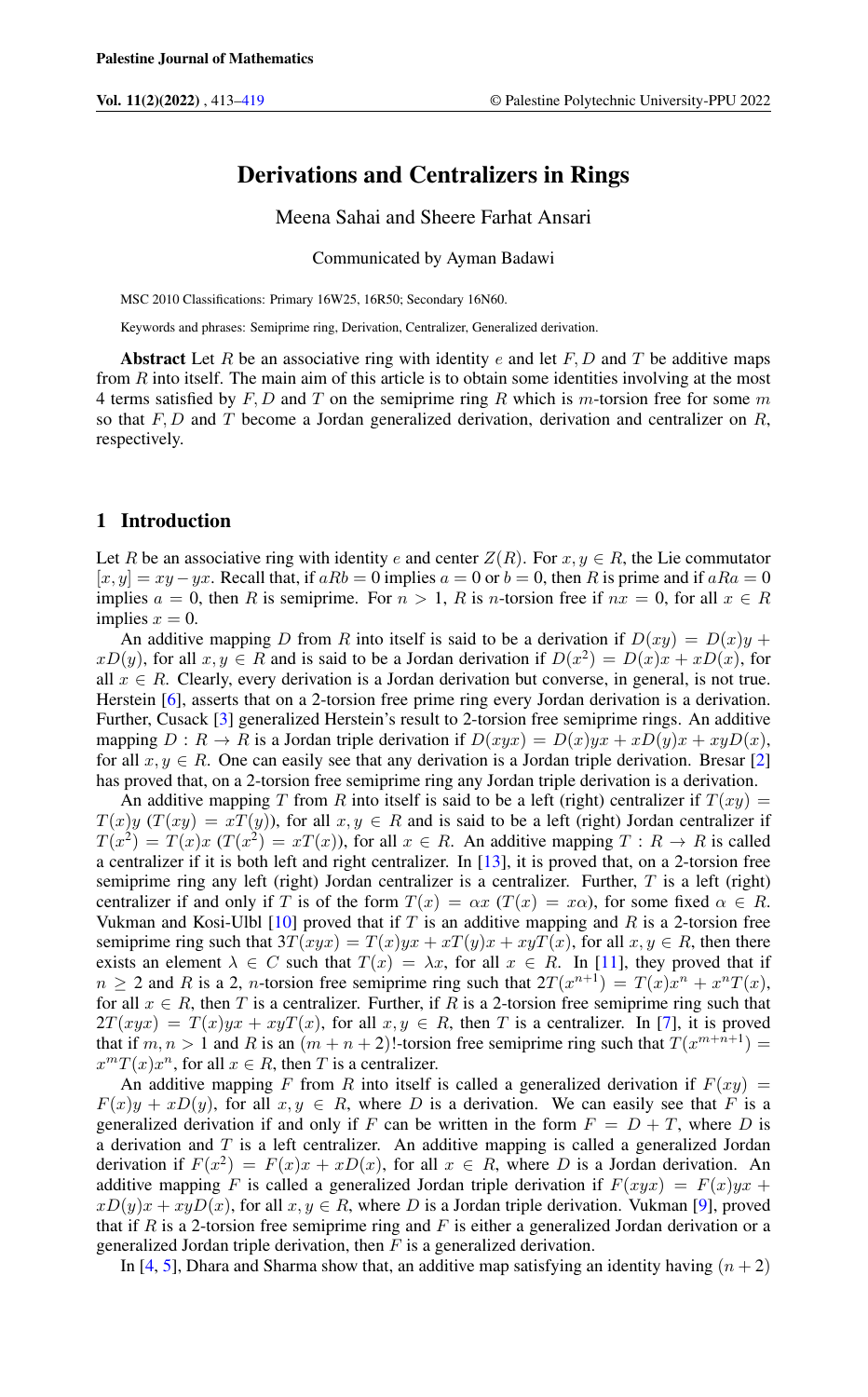# Derivations and Centralizers in Rings

Meena Sahai and Sheere Farhat Ansari

Communicated by Ayman Badawi

MSC 2010 Classifications: Primary 16W25, 16R50; Secondary 16N60.

Keywords and phrases: Semiprime ring, Derivation, Centralizer, Generalized derivation.

**Abstract** Let $R$ be an associative ring with identity $e$ and let $F, D$ and $T$ be additive maps from $R$ into itself. The main aim of this article is to obtain some identities involving at the most 4 terms satisfied by $F, D$ and $T$ on the semiprime ring $R$ which is $m$-torsion free for some $m$ so that $F, D$ and $T$ become a Jordan generalized derivation, derivation and centralizer on $R$, respectively.

## 1 Introduction

Let $R$ be an associative ring with identity $e$ and center $Z(R)$. For $x, y \in R$, the Lie commutator $[x, y] = xy - yx$. Recall that, if $aRb = 0$ implies $a = 0$ or $b = 0$, then $R$ is prime and if $aRa = 0$ implies $a = 0$, then $R$ is semiprime. For $n > 1$, $R$ is $n$-torsion free if $nx = 0$, for all $x \in R$ implies $x = 0$.

An additive mapping $D$ from $R$ into itself is said to be a derivation if $D(xy) = D(x)y + xD(y)$, for all $x, y \in R$ and is said to be a Jordan derivation if $D(x^2) = D(x)x + xD(x)$, for all $x \in R$. Clearly, every derivation is a Jordan derivation but converse, in general, is not true. Herstein [6], asserts that on a 2-torsion free prime ring every Jordan derivation is a derivation. Further, Cusack [3] generalized Herstein's result to 2-torsion free semiprime rings. An additive mapping $D : R \to R$ is a Jordan triple derivation if $D(xyx) = D(x)yx + xD(y)x + xyD(x)$, for all $x, y \in R$. One can easily see that any derivation is a Jordan triple derivation. Bresar [2] has proved that, on a 2-torsion free semiprime ring any Jordan triple derivation is a derivation.

An additive mapping $T$ from $R$ into itself is said to be a left (right) centralizer if $T(xy) = T(x)y$ ($T(xy) = xT(y)$), for all $x, y \in R$ and is said to be a left (right) Jordan centralizer if $T(x^2) = T(x)x$ ($T(x^2) = xT(x)$), for all $x \in R$. An additive mapping $T : R \to R$ is called a centralizer if it is both left and right centralizer. In [13], it is proved that, on a 2-torsion free semiprime ring any left (right) Jordan centralizer is a centralizer. Further, $T$ is a left (right) centralizer if and only if $T$ is of the form $T(x) = \alpha x$ ($T(x) = x\alpha$), for some fixed $\alpha \in R$. Vukman and Kosi-Ulbl [10] proved that if $T$ is an additive mapping and $R$ is a 2-torsion free semiprime ring such that $3T(xyx) = T(x)yx + xT(y)x + xyT(x)$, for all $x, y \in R$, then there exists an element $\lambda \in C$ such that $T(x) = \lambda x$, for all $x \in R$. In [11], they proved that if $n \geq 2$ and $R$ is a 2, $n$-torsion free semiprime ring such that $2T(x^{n+1}) = T(x)x^n + x^nT(x)$, for all $x \in R$, then $T$ is a centralizer. Further, if $R$ is a 2-torsion free semiprime ring such that $2T(xyx) = T(x)yx + xyT(x)$, for all $x, y \in R$, then $T$ is a centralizer. In [7], it is proved that if $m, n > 1$ and $R$ is an $(m+n+2)!$-torsion free semiprime ring such that $T(x^{m+n+1}) = x^mT(x)x^n$, for all $x \in R$, then $T$ is a centralizer.

An additive mapping $F$ from $R$ into itself is called a generalized derivation if $F(xy) = F(x)y + xD(y)$, for all $x, y \in R$, where $D$ is a derivation. We can easily see that $F$ is a generalized derivation if and only if $F$ can be written in the form $F = D + T$, where $D$ is a derivation and $T$ is a left centralizer. An additive mapping is called a generalized Jordan derivation if $F(x^2) = F(x)x + xD(x)$, for all $x \in R$, where $D$ is a Jordan derivation. An additive mapping $F$ is called a generalized Jordan triple derivation if $F(xyx) = F(x)yx + xD(y)x + xyD(x)$, for all $x, y \in R$, where $D$ is a Jordan triple derivation. Vukman [9], proved that if $R$ is a 2-torsion free semiprime ring and $F$ is either a generalized Jordan derivation or a generalized Jordan triple derivation, then $F$ is a generalized derivation.

In [4, 5], Dhara and Sharma show that, an additive map satisfying an identity having $(n+2)$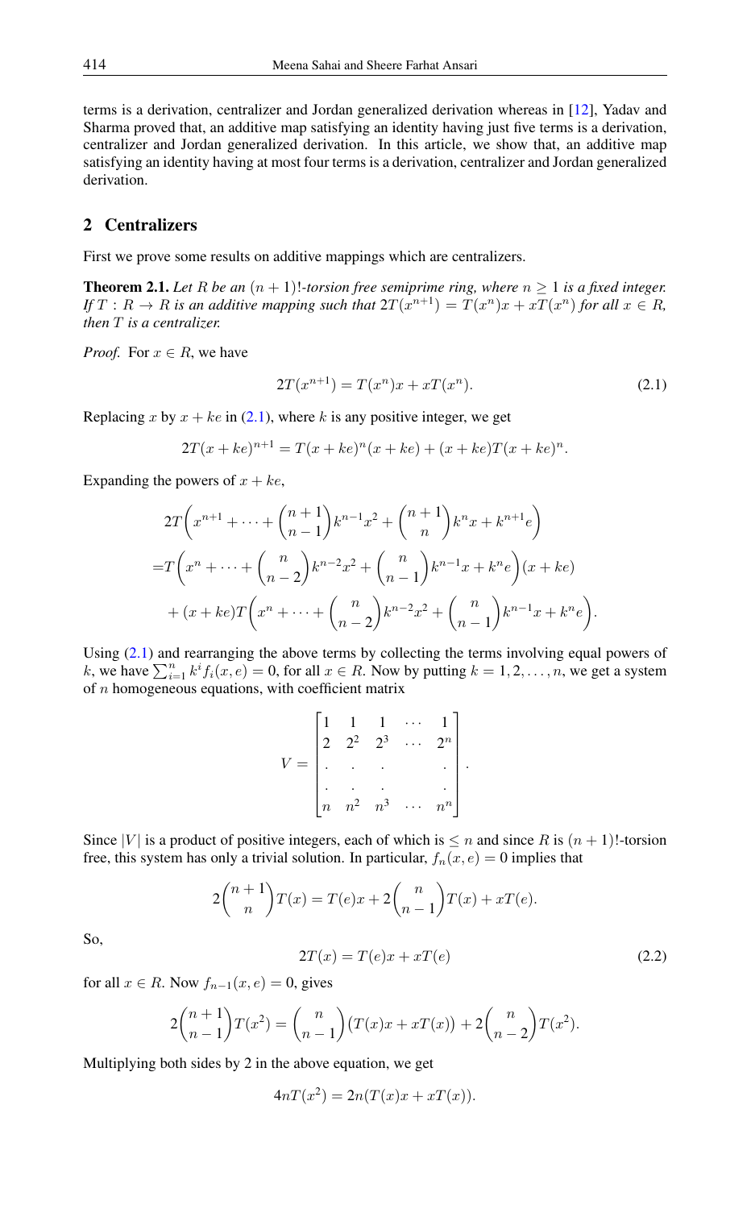terms is a derivation, centralizer and Jordan generalized derivation whereas in [12], Yadav and Sharma proved that, an additive map satisfying an identity having just five terms is a derivation, centralizer and Jordan generalized derivation. In this article, we show that, an additive map satisfying an identity having at most four terms is a derivation, centralizer and Jordan generalized derivation.

## 2 Centralizers

First we prove some results on additive mappings which are centralizers.

**Theorem 2.1.** *Let $R$ be an $(n+1)!$-torsion free semiprime ring, where $n \geq 1$ is a fixed integer. If $T : R \to R$ is an additive mapping such that $2T(x^{n+1}) = T(x^n)x + xT(x^n)$ for all $x \in R$, then $T$ is a centralizer.*

*Proof.* For $x \in R$, we have

$$2T(x^{n+1}) = T(x^n)x + xT(x^n). \tag{2.1}$$

Replacing $x$ by $x + ke$ in (2.1), where $k$ is any positive integer, we get

$$2T(x+ke)^{n+1} = T(x+ke)^n(x+ke) + (x+ke)T(x+ke)^n.$$

Expanding the powers of $x + ke$,

$$\begin{aligned}
&2T\bigg(x^{n+1} + \cdots + \binom{n+1}{n-1}k^{n-1}x^2 + \binom{n+1}{n}k^n x + k^{n+1}e\bigg) \\
=&T\bigg(x^n + \cdots + \binom{n}{n-2}k^{n-2}x^2 + \binom{n}{n-1}k^{n-1}x + k^n e\bigg)(x+ke) \\
&+ (x+ke)T\bigg(x^n + \cdots + \binom{n}{n-2}k^{n-2}x^2 + \binom{n}{n-1}k^{n-1}x + k^n e\bigg).
\end{aligned}$$

Using (2.1) and rearranging the above terms by collecting the terms involving equal powers of $k$, we have $\sum_{i=1}^{n} k^i f_i(x,e) = 0$, for all $x \in R$. Now by putting $k = 1, 2, \ldots, n$, we get a system of $n$ homogeneous equations, with coefficient matrix

$$V = \begin{bmatrix} 1 & 1 & 1 & \cdots & 1 \\ 2 & 2^2 & 2^3 & \cdots & 2^n \\ . & . & . & & . \\ . & . & . & & . \\ n & n^2 & n^3 & \cdots & n^n \end{bmatrix}.$$

Since $|V|$ is a product of positive integers, each of which is $\leq n$ and since $R$ is $(n+1)!$-torsion free, this system has only a trivial solution. In particular, $f_n(x,e) = 0$ implies that

$$2\binom{n+1}{n}T(x) = T(e)x + 2\binom{n}{n-1}T(x) + xT(e).$$

So,

$$2T(x) = T(e)x + xT(e) \tag{2.2}$$

for all $x \in R$. Now $f_{n-1}(x,e) = 0$, gives

$$2\binom{n+1}{n-1}T(x^2) = \binom{n}{n-1}\big(T(x)x + xT(x)\big) + 2\binom{n}{n-2}T(x^2).$$

Multiplying both sides by 2 in the above equation, we get

$$4nT(x^2) = 2n(T(x)x + xT(x)).$$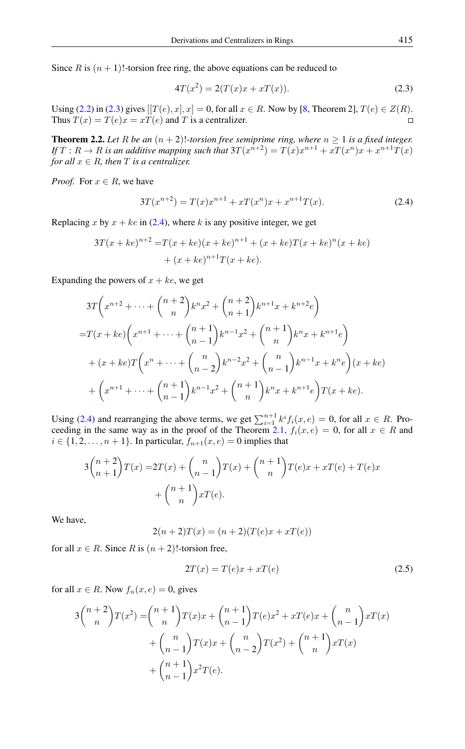Since $R$ is $(n+1)!$-torsion free ring, the above equations can be reduced to

$$4T(x^2) = 2(T(x)x + xT(x)). \tag{2.3}$$

Using (2.2) in (2.3) gives $[[T(e), x], x] = 0$, for all $x \in R$. Now by [8, Theorem 2], $T(e) \in Z(R)$. Thus $T(x) = T(e)x = xT(e)$ and $T$ is a centralizer. □

**Theorem 2.2.** *Let $R$ be an $(n+2)!$-torsion free semiprime ring, where $n \geq 1$ is a fixed integer. If $T : R \to R$ is an additive mapping such that $3T(x^{n+2}) = T(x)x^{n+1} + xT(x^n)x + x^{n+1}T(x)$ for all $x \in R$, then $T$ is a centralizer.*

*Proof.* For $x \in R$, we have

$$3T(x^{n+2}) = T(x)x^{n+1} + xT(x^n)x + x^{n+1}T(x). \tag{2.4}$$

Replacing $x$ by $x + ke$ in (2.4), where $k$ is any positive integer, we get

$$\begin{aligned}3T(x+ke)^{n+2} =& T(x+ke)(x+ke)^{n+1} + (x+ke)T(x+ke)^n(x+ke)\\ &+ (x+ke)^{n+1}T(x+ke).\end{aligned}$$

Expanding the powers of $x + ke$, we get

$$\begin{aligned}&3T\left(x^{n+2} + \cdots + \binom{n+2}{n}k^n x^2 + \binom{n+2}{n+1}k^{n+1}x + k^{n+2}e\right)\\ =& T(x+ke)\left(x^{n+1} + \cdots + \binom{n+1}{n-1}k^{n-1}x^2 + \binom{n+1}{n}k^n x + k^{n+1}e\right)\\ &+ (x+ke)T\left(x^n + \cdots + \binom{n}{n-2}k^{n-2}x^2 + \binom{n}{n-1}k^{n-1}x + k^n e\right)(x+ke)\\ &+ \left(x^{n+1} + \cdots + \binom{n+1}{n-1}k^{n-1}x^2 + \binom{n+1}{n}k^n x + k^{n+1}e\right)T(x+ke).\end{aligned}$$

Using (2.4) and rearranging the above terms, we get $\sum_{i=1}^{n+1} k^i f_i(x,e) = 0$, for all $x \in R$. Proceeding in the same way as in the proof of the Theorem 2.1, $f_i(x,e) = 0$, for all $x \in R$ and $i \in \{1, 2, \ldots, n+1\}$. In particular, $f_{n+1}(x,e) = 0$ implies that

$$\begin{aligned}3\binom{n+2}{n+1}T(x) =& 2T(x) + \binom{n}{n-1}T(x) + \binom{n+1}{n}T(e)x + xT(e) + T(e)x\\ &+ \binom{n+1}{n}xT(e).\end{aligned}$$

We have,

$$2(n+2)T(x) = (n+2)(T(e)x + xT(e))$$

for all $x \in R$. Since $R$ is $(n+2)!$-torsion free,

$$2T(x) = T(e)x + xT(e) \tag{2.5}$$

for all $x \in R$. Now $f_n(x,e) = 0$, gives

$$\begin{aligned}3\binom{n+2}{n}T(x^2) =& \binom{n+1}{n}T(x)x + \binom{n+1}{n-1}T(e)x^2 + xT(e)x + \binom{n}{n-1}xT(x)\\ &+ \binom{n}{n-1}T(x)x + \binom{n}{n-2}T(x^2) + \binom{n+1}{n}xT(x)\\ &+ \binom{n+1}{n-1}x^2T(e).\end{aligned}$$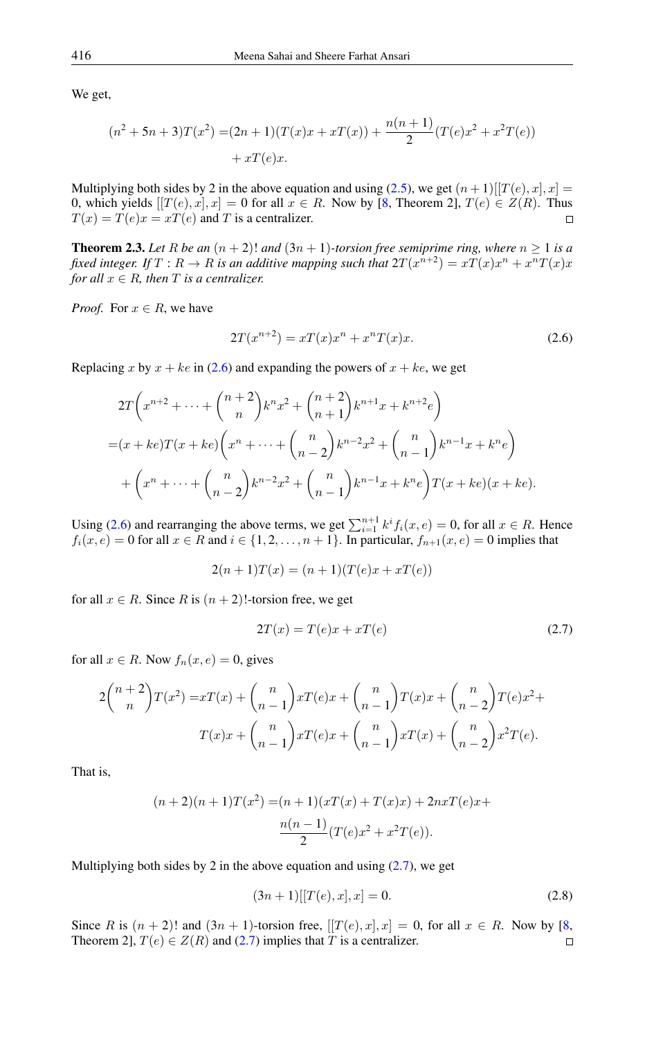We get,

$$
\begin{aligned}
(n^2+5n+3)T(x^2) =&(2n+1)(T(x)x+xT(x))+\frac{n(n+1)}{2}(T(e)x^2+x^2T(e))\\
&+xT(e)x.
\end{aligned}
$$

Multiplying both sides by 2 in the above equation and using (2.5), we get $(n+1)[[T(e),x],x]=0$, which yields $[[T(e),x],x]=0$ for all $x\in R$. Now by [8, Theorem 2], $T(e)\in Z(R)$. Thus $T(x)=T(e)x=xT(e)$ and $T$ is a centralizer. $\square$

**Theorem 2.3.** *Let $R$ be an $(n+2)!$ and $(3n+1)$-torsion free semiprime ring, where $n\geq 1$ is a fixed integer. If $T:R\to R$ is an additive mapping such that $2T(x^{n+2})=xT(x)x^n+x^nT(x)x$ for all $x\in R$, then $T$ is a centralizer.*

*Proof.* For $x\in R$, we have

$$
2T(x^{n+2})=xT(x)x^n+x^nT(x)x. \tag{2.6}
$$

Replacing $x$ by $x+ke$ in (2.6) and expanding the powers of $x+ke$, we get

$$
\begin{aligned}
&2T\left(x^{n+2}+\cdots+\binom{n+2}{n}k^nx^2+\binom{n+2}{n+1}k^{n+1}x+k^{n+2}e\right)\\
=&(x+ke)T(x+ke)\left(x^n+\cdots+\binom{n}{n-2}k^{n-2}x^2+\binom{n}{n-1}k^{n-1}x+k^ne\right)\\
&+\left(x^n+\cdots+\binom{n}{n-2}k^{n-2}x^2+\binom{n}{n-1}k^{n-1}x+k^ne\right)T(x+ke)(x+ke).
\end{aligned}
$$

Using (2.6) and rearranging the above terms, we get $\sum_{i=1}^{n+1}k^if_i(x,e)=0$, for all $x\in R$. Hence $f_i(x,e)=0$ for all $x\in R$ and $i\in\{1,2,\ldots,n+1\}$. In particular, $f_{n+1}(x,e)=0$ implies that

$$
2(n+1)T(x)=(n+1)(T(e)x+xT(e))
$$

for all $x\in R$. Since $R$ is $(n+2)!$-torsion free, we get

$$
2T(x)=T(e)x+xT(e) \tag{2.7}
$$

for all $x\in R$. Now $f_n(x,e)=0$, gives

$$
\begin{aligned}
2\binom{n+2}{n}T(x^2)=&xT(x)+\binom{n}{n-1}xT(e)x+\binom{n}{n-1}T(x)x+\binom{n}{n-2}T(e)x^2+\\
&T(x)x+\binom{n}{n-1}xT(e)x+\binom{n}{n-1}xT(x)+\binom{n}{n-2}x^2T(e).
\end{aligned}
$$

That is,

$$
\begin{aligned}
(n+2)(n+1)T(x^2)=&(n+1)(xT(x)+T(x)x)+2nxT(e)x+\\
&\frac{n(n-1)}{2}(T(e)x^2+x^2T(e)).
\end{aligned}
$$

Multiplying both sides by 2 in the above equation and using (2.7), we get

$$
(3n+1)[[T(e),x],x]=0. \tag{2.8}
$$

Since $R$ is $(n+2)!$ and $(3n+1)$-torsion free, $[[T(e),x],x]=0$, for all $x\in R$. Now by [8, Theorem 2], $T(e)\in Z(R)$ and (2.7) implies that $T$ is a centralizer. $\square$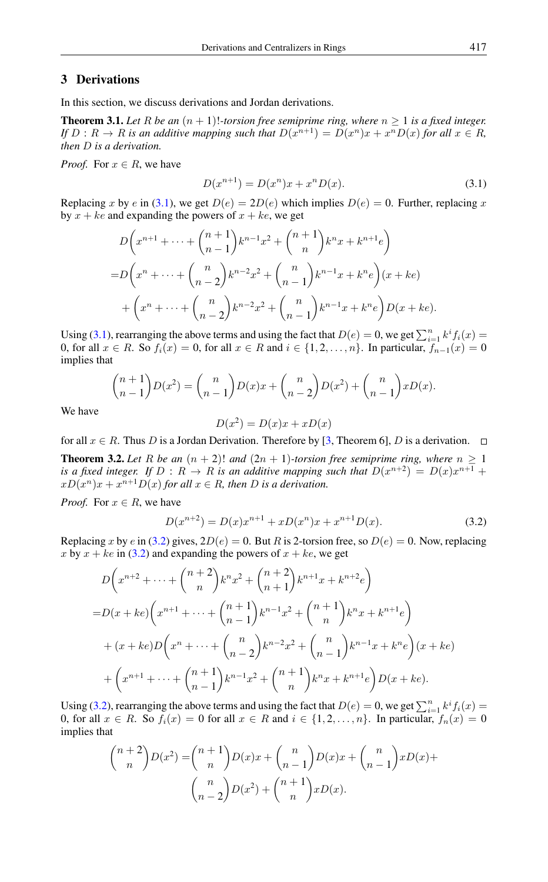## 3 Derivations

In this section, we discuss derivations and Jordan derivations.

**Theorem 3.1.** *Let $R$ be an $(n+1)!$-torsion free semiprime ring, where $n \geq 1$ is a fixed integer. If $D : R \to R$ is an additive mapping such that $D(x^{n+1}) = D(x^n)x + x^n D(x)$ for all $x \in R$, then $D$ is a derivation.*

*Proof.* For $x \in R$, we have

$$D(x^{n+1}) = D(x^n)x + x^n D(x). \tag{3.1}$$

Replacing $x$ by $e$ in (3.1), we get $D(e) = 2D(e)$ which implies $D(e) = 0$. Further, replacing $x$ by $x + ke$ and expanding the powers of $x + ke$, we get

$$\begin{aligned}
&D\left(x^{n+1} + \cdots + \binom{n+1}{n-1}k^{n-1}x^2 + \binom{n+1}{n}k^n x + k^{n+1}e\right)\\
=&D\left(x^n + \cdots + \binom{n}{n-2}k^{n-2}x^2 + \binom{n}{n-1}k^{n-1}x + k^n e\right)(x+ke)\\
&+\left(x^n + \cdots + \binom{n}{n-2}k^{n-2}x^2 + \binom{n}{n-1}k^{n-1}x + k^n e\right)D(x+ke).
\end{aligned}$$

Using (3.1), rearranging the above terms and using the fact that $D(e) = 0$, we get $\sum_{i=1}^{n} k^i f_i(x) = 0$, for all $x \in R$. So $f_i(x) = 0$, for all $x \in R$ and $i \in \{1, 2, \ldots, n\}$. In particular, $f_{n-1}(x) = 0$ implies that

$$\binom{n+1}{n-1}D(x^2) = \binom{n}{n-1}D(x)x + \binom{n}{n-2}D(x^2) + \binom{n}{n-1}xD(x).$$

We have

$$D(x^2) = D(x)x + xD(x)$$

for all $x \in R$. Thus $D$ is a Jordan Derivation. Therefore by [3, Theorem 6], $D$ is a derivation. $\square$

**Theorem 3.2.** *Let $R$ be an $(n+2)!$ and $(2n+1)$-torsion free semiprime ring, where $n \geq 1$ is a fixed integer. If $D : R \to R$ is an additive mapping such that $D(x^{n+2}) = D(x)x^{n+1} + xD(x^n)x + x^{n+1}D(x)$ for all $x \in R$, then $D$ is a derivation.*

*Proof.* For $x \in R$, we have

$$D(x^{n+2}) = D(x)x^{n+1} + xD(x^n)x + x^{n+1}D(x). \tag{3.2}$$

Replacing $x$ by $e$ in (3.2) gives, $2D(e) = 0$. But $R$ is 2-torsion free, so $D(e) = 0$. Now, replacing $x$ by $x + ke$ in (3.2) and expanding the powers of $x + ke$, we get

$$\begin{aligned}
&D\left(x^{n+2} + \cdots + \binom{n+2}{n}k^n x^2 + \binom{n+2}{n+1}k^{n+1}x + k^{n+2}e\right)\\
=&D(x+ke)\left(x^{n+1} + \cdots + \binom{n+1}{n-1}k^{n-1}x^2 + \binom{n+1}{n}k^n x + k^{n+1}e\right)\\
&+(x+ke)D\left(x^n + \cdots + \binom{n}{n-2}k^{n-2}x^2 + \binom{n}{n-1}k^{n-1}x + k^n e\right)(x+ke)\\
&+\left(x^{n+1} + \cdots + \binom{n+1}{n-1}k^{n-1}x^2 + \binom{n+1}{n}k^n x + k^{n+1}e\right)D(x+ke).
\end{aligned}$$

Using (3.2), rearranging the above terms and using the fact that $D(e) = 0$, we get $\sum_{i=1}^{n} k^i f_i(x) = 0$, for all $x \in R$. So $f_i(x) = 0$ for all $x \in R$ and $i \in \{1, 2, \ldots, n\}$. In particular, $f_n(x) = 0$ implies that

$$\begin{aligned}
\binom{n+2}{n}D(x^2) =& \binom{n+1}{n}D(x)x + \binom{n}{n-1}D(x)x + \binom{n}{n-1}xD(x) +\\
&\binom{n}{n-2}D(x^2) + \binom{n+1}{n}xD(x).
\end{aligned}$$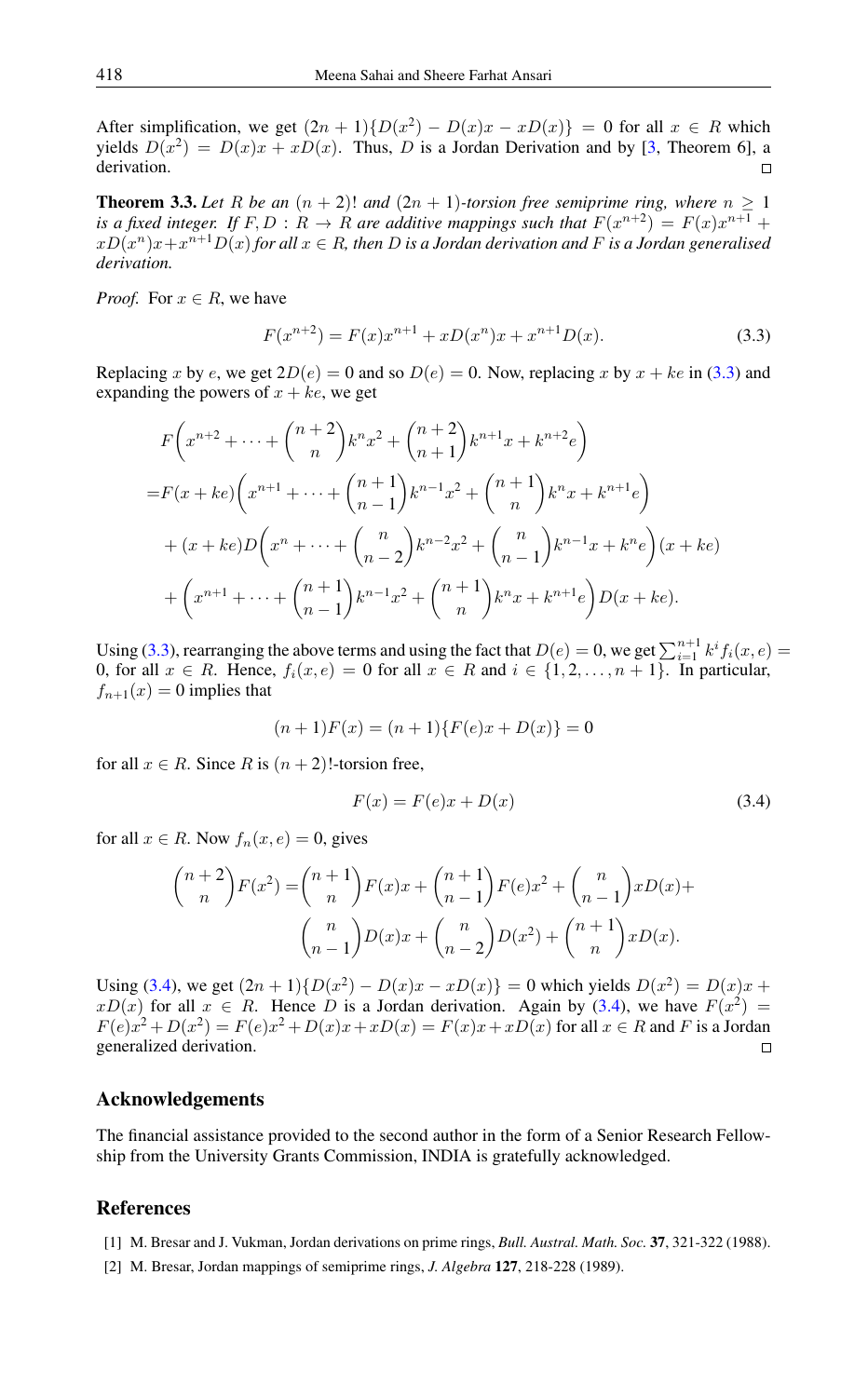After simplification, we get $(2n+1)\{D(x^2) - D(x)x - xD(x)\} = 0$ for all $x \in R$ which yields $D(x^2) = D(x)x + xD(x)$. Thus, $D$ is a Jordan Derivation and by [3, Theorem 6], a derivation. □

**Theorem 3.3.** *Let $R$ be an $(n+2)!$ and $(2n+1)$-torsion free semiprime ring, where $n \geq 1$ is a fixed integer. If $F, D : R \to R$ are additive mappings such that $F(x^{n+2}) = F(x)x^{n+1} + xD(x^n)x + x^{n+1}D(x)$ for all $x \in R$, then $D$ is a Jordan derivation and $F$ is a Jordan generalised derivation.*

*Proof.* For $x \in R$, we have

$$F(x^{n+2}) = F(x)x^{n+1} + xD(x^n)x + x^{n+1}D(x). \tag{3.3}$$

Replacing $x$ by $e$, we get $2D(e) = 0$ and so $D(e) = 0$. Now, replacing $x$ by $x + ke$ in (3.3) and expanding the powers of $x + ke$, we get

$$\begin{aligned}
&F\left(x^{n+2} + \cdots + \binom{n+2}{n}k^n x^2 + \binom{n+2}{n+1}k^{n+1}x + k^{n+2}e\right) \\
=&F(x+ke)\left(x^{n+1} + \cdots + \binom{n+1}{n-1}k^{n-1}x^2 + \binom{n+1}{n}k^n x + k^{n+1}e\right) \\
&+ (x+ke)D\left(x^n + \cdots + \binom{n}{n-2}k^{n-2}x^2 + \binom{n}{n-1}k^{n-1}x + k^n e\right)(x+ke) \\
&+ \left(x^{n+1} + \cdots + \binom{n+1}{n-1}k^{n-1}x^2 + \binom{n+1}{n}k^n x + k^{n+1}e\right)D(x+ke).
\end{aligned}$$

Using (3.3), rearranging the above terms and using the fact that $D(e) = 0$, we get $\sum_{i=1}^{n+1} k^i f_i(x, e) = 0$, for all $x \in R$. Hence, $f_i(x, e) = 0$ for all $x \in R$ and $i \in \{1, 2, \ldots, n+1\}$. In particular, $f_{n+1}(x) = 0$ implies that

$$(n+1)F(x) = (n+1)\{F(e)x + D(x)\} = 0$$

for all $x \in R$. Since $R$ is $(n+2)!$-torsion free,

$$F(x) = F(e)x + D(x) \tag{3.4}$$

for all $x \in R$. Now $f_n(x, e) = 0$, gives

$$\begin{aligned}
\binom{n+2}{n}F(x^2) =& \binom{n+1}{n}F(x)x + \binom{n+1}{n-1}F(e)x^2 + \binom{n}{n-1}xD(x) + \\
&\binom{n}{n-1}D(x)x + \binom{n}{n-2}D(x^2) + \binom{n+1}{n}xD(x).
\end{aligned}$$

Using (3.4), we get $(2n+1)\{D(x^2) - D(x)x - xD(x)\} = 0$ which yields $D(x^2) = D(x)x + xD(x)$ for all $x \in R$. Hence $D$ is a Jordan derivation. Again by (3.4), we have $F(x^2) = F(e)x^2 + D(x^2) = F(e)x^2 + D(x)x + xD(x) = F(x)x + xD(x)$ for all $x \in R$ and $F$ is a Jordan generalized derivation. □

## Acknowledgements

The financial assistance provided to the second author in the form of a Senior Research Fellowship from the University Grants Commission, INDIA is gratefully acknowledged.

## References

[1] M. Bresar and J. Vukman, Jordan derivations on prime rings, *Bull. Austral. Math. Soc.* **37**, 321-322 (1988).

[2] M. Bresar, Jordan mappings of semiprime rings, *J. Algebra* **127**, 218-228 (1989).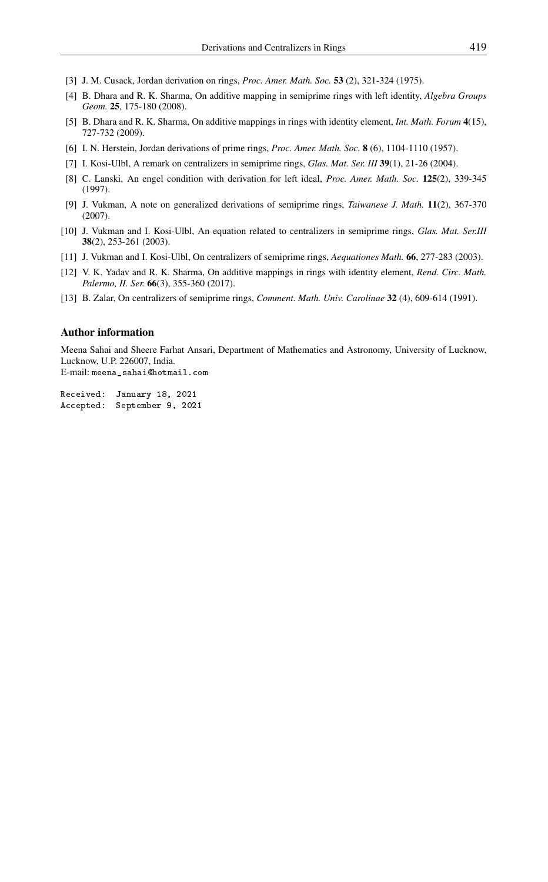[3] J. M. Cusack, Jordan derivation on rings, *Proc. Amer. Math. Soc.* **53** (2), 321-324 (1975).

[4] B. Dhara and R. K. Sharma, On additive mapping in semiprime rings with left identity, *Algebra Groups Geom.* **25**, 175-180 (2008).

[5] B. Dhara and R. K. Sharma, On additive mappings in rings with identity element, *Int. Math. Forum* **4**(15), 727-732 (2009).

[6] I. N. Herstein, Jordan derivations of prime rings, *Proc. Amer. Math. Soc.* **8** (6), 1104-1110 (1957).

[7] I. Kosi-Ulbl, A remark on centralizers in semiprime rings, *Glas. Mat. Ser. III* **39**(1), 21-26 (2004).

[8] C. Lanski, An engel condition with derivation for left ideal, *Proc. Amer. Math. Soc.* **125**(2), 339-345 (1997).

[9] J. Vukman, A note on generalized derivations of semiprime rings, *Taiwanese J. Math.* **11**(2), 367-370 (2007).

[10] J. Vukman and I. Kosi-Ulbl, An equation related to centralizers in semiprime rings, *Glas. Mat. Ser.III* **38**(2), 253-261 (2003).

[11] J. Vukman and I. Kosi-Ulbl, On centralizers of semiprime rings, *Aequationes Math.* **66**, 277-283 (2003).

[12] V. K. Yadav and R. K. Sharma, On additive mappings in rings with identity element, *Rend. Circ. Math. Palermo, II. Ser.* **66**(3), 355-360 (2017).

[13] B. Zalar, On centralizers of semiprime rings, *Comment. Math. Univ. Carolinae* **32** (4), 609-614 (1991).

### Author information

Meena Sahai and Sheere Farhat Ansari, Department of Mathematics and Astronomy, University of Lucknow, Lucknow, U.P. 226007, India.
E-mail: meena_sahai@hotmail.com

Received: January 18, 2021
Accepted: September 9, 2021